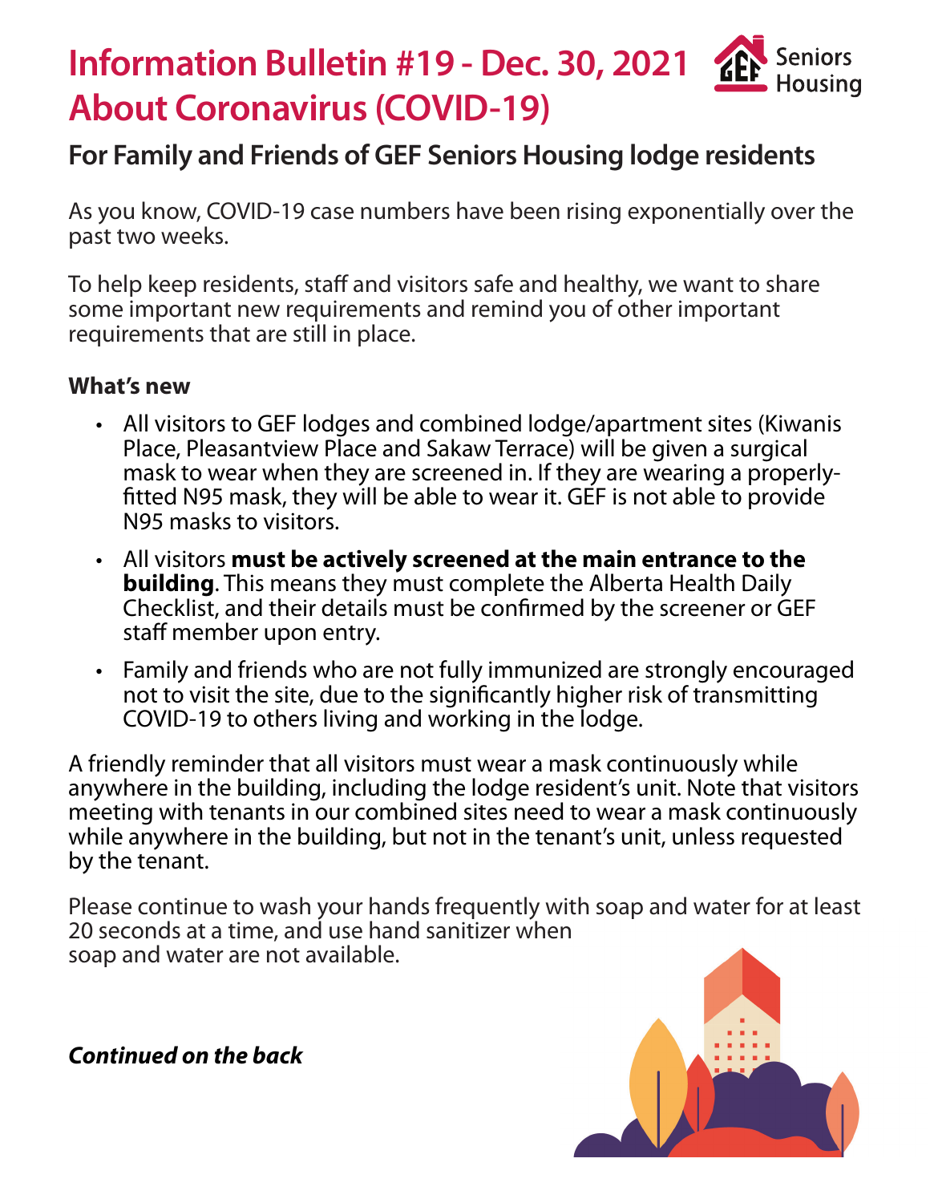# Information Bulletin #19 - Dec. 30, 2021 About Coronavirus (COVID-19)

## For Family and Friends of GEF Seniors Housing lodge residents

As you know, COVID-19 case numbers have been rising exponentially over the past two weeks.

To help keep residents, staff and visitors safe and healthy, we want to share some important new requirements and remind you of other important requirements that are still in place.

**What's new**

- All visitors to GEF lodges and combined lodge/apartment sites (Kiwanis Place, Pleasantview Place and Sakaw Terrace) will be given a surgical mask to wear when they are screened in. If they are wearing a properly-fitted N95 mask, they will be able to wear it. GEF is not able to provide N95 masks to visitors.
- All visitors **must be actively screened at the main entrance to the building**. This means they must complete the Alberta Health Daily Checklist, and their details must be confirmed by the screener or GEF staff member upon entry.
- Family and friends who are not fully immunized are strongly encouraged not to visit the site, due to the significantly higher risk of transmitting COVID-19 to others living and working in the lodge.

A friendly reminder that all visitors must wear a mask continuously while anywhere in the building, including the lodge resident's unit. Note that visitors meeting with tenants in our combined sites need to wear a mask continuously while anywhere in the building, but not in the tenant's unit, unless requested by the tenant.

Please continue to wash your hands frequently with soap and water for at least 20 seconds at a time, and use hand sanitizer when soap and water are not available.

***Continued on the back***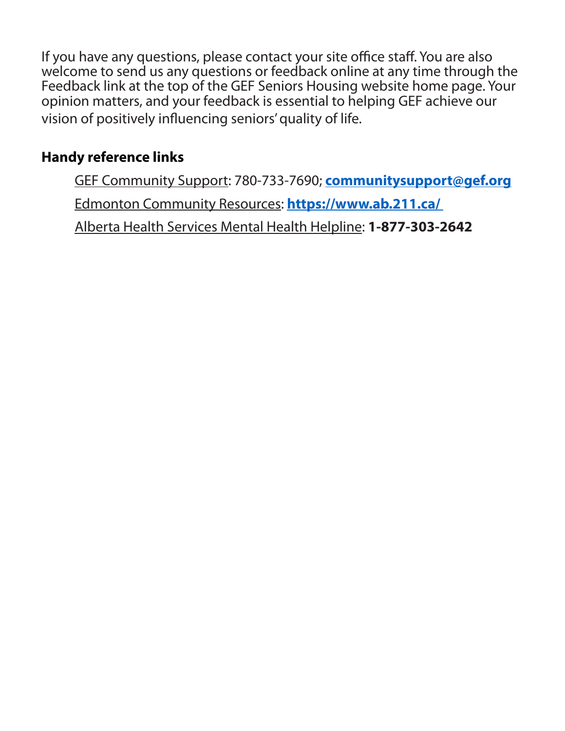If you have any questions, please contact your site office staff. You are also welcome to send us any questions or feedback online at any time through the Feedback link at the top of the GEF Seniors Housing website home page. Your opinion matters, and your feedback is essential to helping GEF achieve our vision of positively influencing seniors' quality of life.

**Handy reference links**

GEF Community Support: 780-733-7690; **communitysupport@gef.org**

Edmonton Community Resources: **https://www.ab.211.ca/**

Alberta Health Services Mental Health Helpline: **1-877-303-2642**